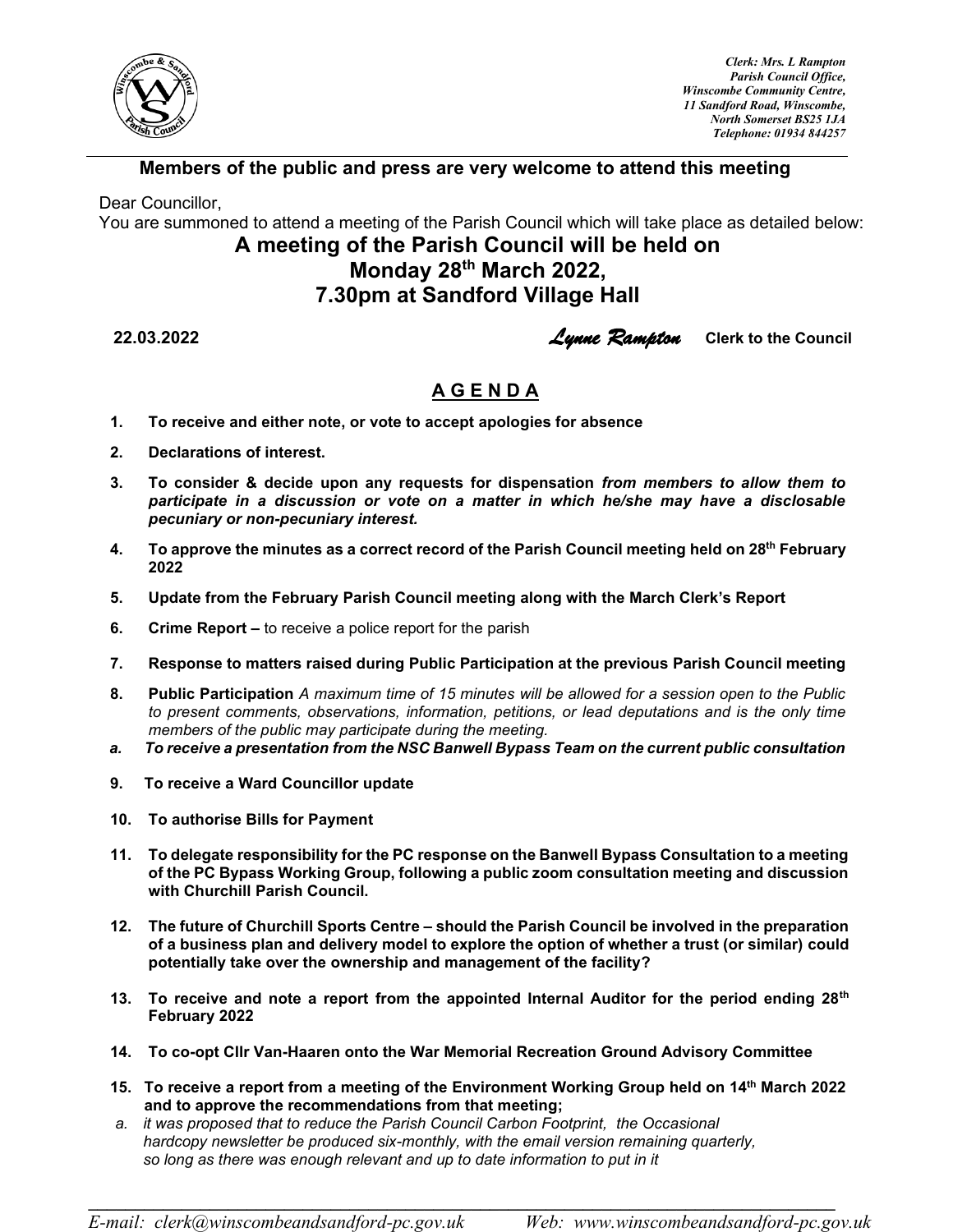*Clerk: Mrs. L Rampton*
*Parish Council Office,*
*Winscombe Community Centre,*
*11 Sandford Road, Winscombe,*
*North Somerset BS25 1JA*
*Telephone: 01934 844257*

**Members of the public and press are very welcome to attend this meeting**

Dear Councillor,
You are summoned to attend a meeting of the Parish Council which will take place as detailed below:

# A meeting of the Parish Council will be held on Monday 28th March 2022, 7.30pm at Sandford Village Hall

**22.03.2022** *Lynne Rampton* **Clerk to the Council**

## A G E N D A

1. **To receive and either note, or vote to accept apologies for absence**
2. **Declarations of interest.**
3. **To consider & decide upon any requests for dispensation** ***from members to allow them to participate in a discussion or vote on a matter in which he/she may have a disclosable pecuniary or non-pecuniary interest.***
4. **To approve the minutes as a correct record of the Parish Council meeting held on 28th February 2022**
5. **Update from the February Parish Council meeting along with the March Clerk's Report**
6. **Crime Report –** to receive a police report for the parish
7. **Response to matters raised during Public Participation at the previous Parish Council meeting**
8. **Public Participation** *A maximum time of 15 minutes will be allowed for a session open to the Public to present comments, observations, information, petitions, or lead deputations and is the only time members of the public may participate during the meeting.*
   a. ***To receive a presentation from the NSC Banwell Bypass Team on the current public consultation***
9. **To receive a Ward Councillor update**
10. **To authorise Bills for Payment**
11. **To delegate responsibility for the PC response on the Banwell Bypass Consultation to a meeting of the PC Bypass Working Group, following a public zoom consultation meeting and discussion with Churchill Parish Council.**
12. **The future of Churchill Sports Centre – should the Parish Council be involved in the preparation of a business plan and delivery model to explore the option of whether a trust (or similar) could potentially take over the ownership and management of the facility?**
13. **To receive and note a report from the appointed Internal Auditor for the period ending 28th February 2022**
14. **To co-opt Cllr Van-Haaren onto the War Memorial Recreation Ground Advisory Committee**
15. **To receive a report from a meeting of the Environment Working Group held on 14th March 2022 and to approve the recommendations from that meeting;**
   a. *it was proposed that to reduce the Parish Council Carbon Footprint, the Occasional hardcopy newsletter be produced six-monthly, with the email version remaining quarterly, so long as there was enough relevant and up to date information to put in it*

*E-mail: clerk@winscombeandsandford-pc.gov.uk* *Web: www.winscombeandsandford-pc.gov.uk*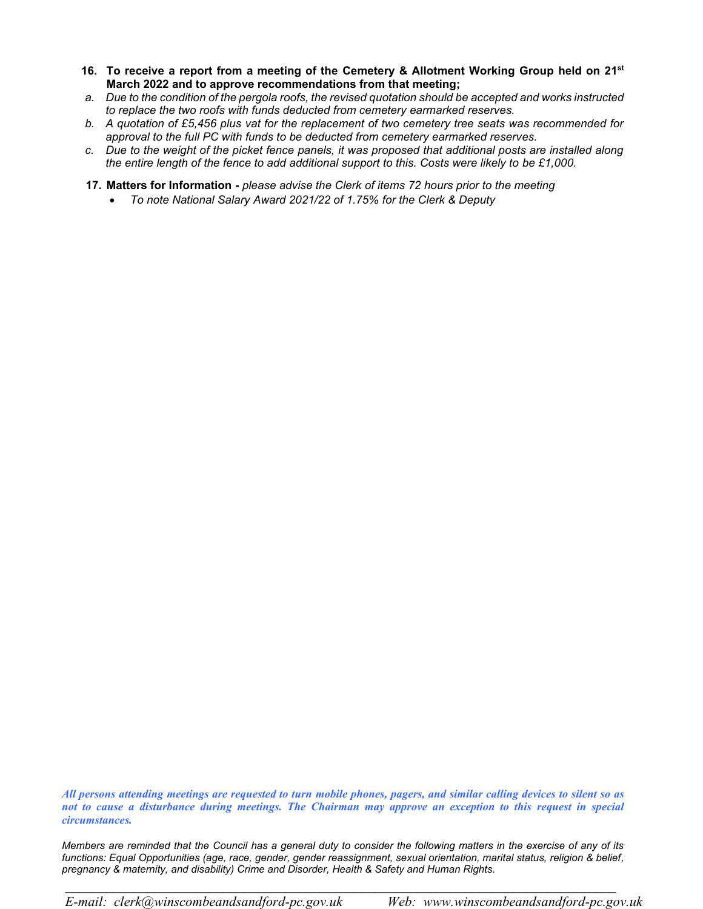**16. To receive a report from a meeting of the Cemetery & Allotment Working Group held on 21st March 2022 and to approve recommendations from that meeting;**

a. *Due to the condition of the pergola roofs, the revised quotation should be accepted and works instructed to replace the two roofs with funds deducted from cemetery earmarked reserves.*

b. *A quotation of £5,456 plus vat for the replacement of two cemetery tree seats was recommended for approval to the full PC with funds to be deducted from cemetery earmarked reserves.*

c. *Due to the weight of the picket fence panels, it was proposed that additional posts are installed along the entire length of the fence to add additional support to this. Costs were likely to be £1,000.*

**17. Matters for Information -** *please advise the Clerk of items 72 hours prior to the meeting*

- *To note National Salary Award 2021/22 of 1.75% for the Clerk & Deputy*

***All persons attending meetings are requested to turn mobile phones, pagers, and similar calling devices to silent so as not to cause a disturbance during meetings. The Chairman may approve an exception to this request in special circumstances.***

*Members are reminded that the Council has a general duty to consider the following matters in the exercise of any of its functions: Equal Opportunities (age, race, gender, gender reassignment, sexual orientation, marital status, religion & belief, pregnancy & maternity, and disability) Crime and Disorder, Health & Safety and Human Rights.*

*E-mail: clerk@winscombeandsandford-pc.gov.uk* *Web: www.winscombeandsandford-pc.gov.uk*